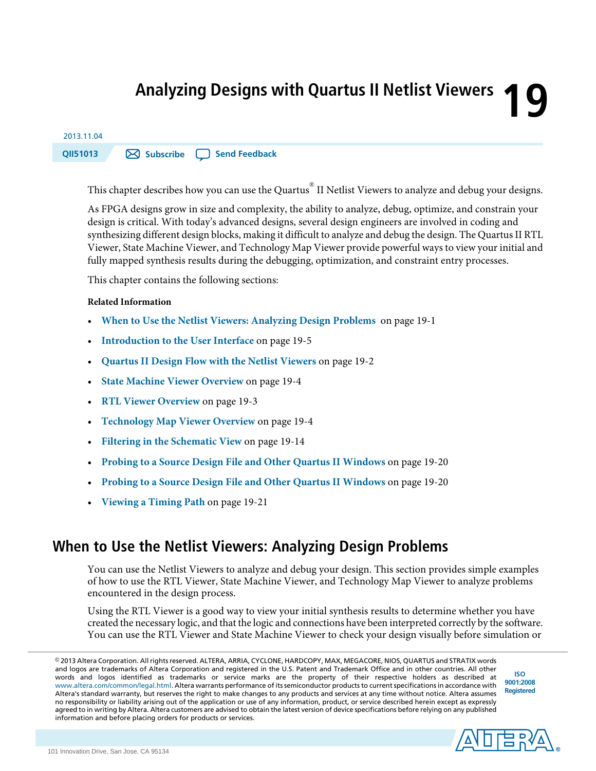# Analyzing Designs with Quartus II Netlist Viewers 19

2013.11.04

QII51013 Subscribe Send Feedback

This chapter describes how you can use the Quartus® II Netlist Viewers to analyze and debug your designs.

As FPGA designs grow in size and complexity, the ability to analyze, debug, optimize, and constrain your design is critical. With today's advanced designs, several design engineers are involved in coding and synthesizing different design blocks, making it difficult to analyze and debug the design. The Quartus II RTL Viewer, State Machine Viewer, and Technology Map Viewer provide powerful ways to view your initial and fully mapped synthesis results during the debugging, optimization, and constraint entry processes.

This chapter contains the following sections:

**Related Information**

- **When to Use the Netlist Viewers: Analyzing Design Problems** on page 19-1
- **Introduction to the User Interface** on page 19-5
- **Quartus II Design Flow with the Netlist Viewers** on page 19-2
- **State Machine Viewer Overview** on page 19-4
- **RTL Viewer Overview** on page 19-3
- **Technology Map Viewer Overview** on page 19-4
- **Filtering in the Schematic View** on page 19-14
- **Probing to a Source Design File and Other Quartus II Windows** on page 19-20
- **Probing to a Source Design File and Other Quartus II Windows** on page 19-20
- **Viewing a Timing Path** on page 19-21

## When to Use the Netlist Viewers: Analyzing Design Problems

You can use the Netlist Viewers to analyze and debug your design. This section provides simple examples of how to use the RTL Viewer, State Machine Viewer, and Technology Map Viewer to analyze problems encountered in the design process.

Using the RTL Viewer is a good way to view your initial synthesis results to determine whether you have created the necessary logic, and that the logic and connections have been interpreted correctly by the software. You can use the RTL Viewer and State Machine Viewer to check your design visually before simulation or

© 2013 Altera Corporation. All rights reserved. ALTERA, ARRIA, CYCLONE, HARDCOPY, MAX, MEGACORE, NIOS, QUARTUS and STRATIX words and logos are trademarks of Altera Corporation and registered in the U.S. Patent and Trademark Office and in other countries. All other words and logos identified as trademarks or service marks are the property of their respective holders as described at www.altera.com/common/legal.html. Altera warrants performance of its semiconductor products to current specifications in accordance with Altera's standard warranty, but reserves the right to make changes to any products and services at any time without notice. Altera assumes no responsibility or liability arising out of the application or use of any information, product, or service described herein except as expressly agreed to in writing by Altera. Altera customers are advised to obtain the latest version of device specifications before relying on any published information and before placing orders for products or services.

ISO 9001:2008 Registered

101 Innovation Drive, San Jose, CA 95134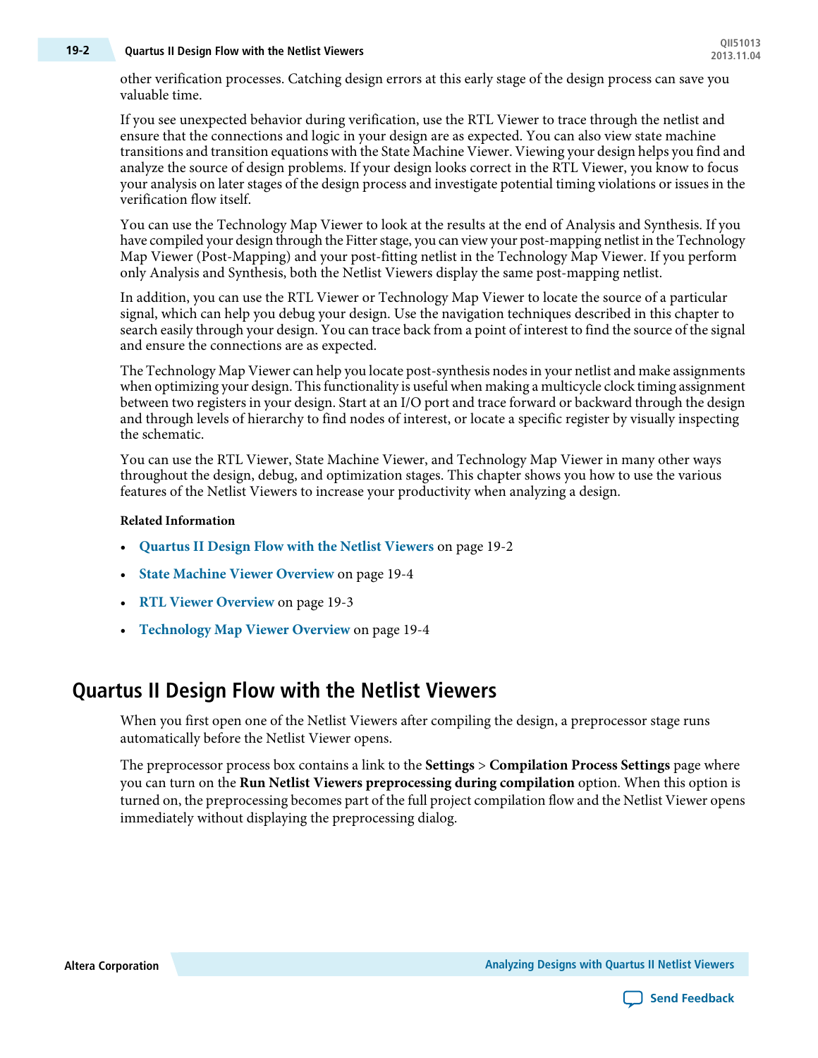other verification processes. Catching design errors at this early stage of the design process can save you valuable time.

If you see unexpected behavior during verification, use the RTL Viewer to trace through the netlist and ensure that the connections and logic in your design are as expected. You can also view state machine transitions and transition equations with the State Machine Viewer. Viewing your design helps you find and analyze the source of design problems. If your design looks correct in the RTL Viewer, you know to focus your analysis on later stages of the design process and investigate potential timing violations or issues in the verification flow itself.

You can use the Technology Map Viewer to look at the results at the end of Analysis and Synthesis. If you have compiled your design through the Fitter stage, you can view your post-mapping netlist in the Technology Map Viewer (Post-Mapping) and your post-fitting netlist in the Technology Map Viewer. If you perform only Analysis and Synthesis, both the Netlist Viewers display the same post-mapping netlist.

In addition, you can use the RTL Viewer or Technology Map Viewer to locate the source of a particular signal, which can help you debug your design. Use the navigation techniques described in this chapter to search easily through your design. You can trace back from a point of interest to find the source of the signal and ensure the connections are as expected.

The Technology Map Viewer can help you locate post-synthesis nodes in your netlist and make assignments when optimizing your design. This functionality is useful when making a multicycle clock timing assignment between two registers in your design. Start at an I/O port and trace forward or backward through the design and through levels of hierarchy to find nodes of interest, or locate a specific register by visually inspecting the schematic.

You can use the RTL Viewer, State Machine Viewer, and Technology Map Viewer in many other ways throughout the design, debug, and optimization stages. This chapter shows you how to use the various features of the Netlist Viewers to increase your productivity when analyzing a design.

**Related Information**

- **Quartus II Design Flow with the Netlist Viewers** on page 19-2
- **State Machine Viewer Overview** on page 19-4
- **RTL Viewer Overview** on page 19-3
- **Technology Map Viewer Overview** on page 19-4

## Quartus II Design Flow with the Netlist Viewers

When you first open one of the Netlist Viewers after compiling the design, a preprocessor stage runs automatically before the Netlist Viewer opens.

The preprocessor process box contains a link to the **Settings** > **Compilation Process Settings** page where you can turn on the **Run Netlist Viewers preprocessing during compilation** option. When this option is turned on, the preprocessing becomes part of the full project compilation flow and the Netlist Viewer opens immediately without displaying the preprocessing dialog.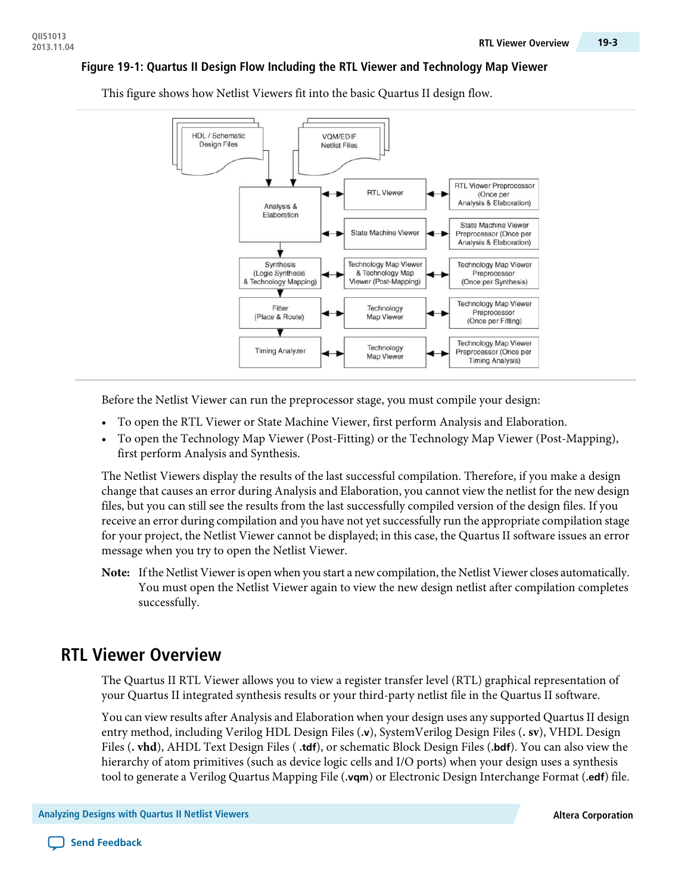**Figure 19-1: Quartus II Design Flow Including the RTL Viewer and Technology Map Viewer**

This figure shows how Netlist Viewers fit into the basic Quartus II design flow.

Before the Netlist Viewer can run the preprocessor stage, you must compile your design:

- To open the RTL Viewer or State Machine Viewer, first perform Analysis and Elaboration.
- To open the Technology Map Viewer (Post-Fitting) or the Technology Map Viewer (Post-Mapping), first perform Analysis and Synthesis.

The Netlist Viewers display the results of the last successful compilation. Therefore, if you make a design change that causes an error during Analysis and Elaboration, you cannot view the netlist for the new design files, but you can still see the results from the last successfully compiled version of the design files. If you receive an error during compilation and you have not yet successfully run the appropriate compilation stage for your project, the Netlist Viewer cannot be displayed; in this case, the Quartus II software issues an error message when you try to open the Netlist Viewer.

**Note:** If the Netlist Viewer is open when you start a new compilation, the Netlist Viewer closes automatically. You must open the Netlist Viewer again to view the new design netlist after compilation completes successfully.

## RTL Viewer Overview

The Quartus II RTL Viewer allows you to view a register transfer level (RTL) graphical representation of your Quartus II integrated synthesis results or your third-party netlist file in the Quartus II software.

You can view results after Analysis and Elaboration when your design uses any supported Quartus II design entry method, including Verilog HDL Design Files (**.v**), SystemVerilog Design Files (**. sv**), VHDL Design Files (**. vhd**), AHDL Text Design Files ( **.tdf**), or schematic Block Design Files (**.bdf**). You can also view the hierarchy of atom primitives (such as device logic cells and I/O ports) when your design uses a synthesis tool to generate a Verilog Quartus Mapping File (**.vqm**) or Electronic Design Interchange Format (**.edf**) file.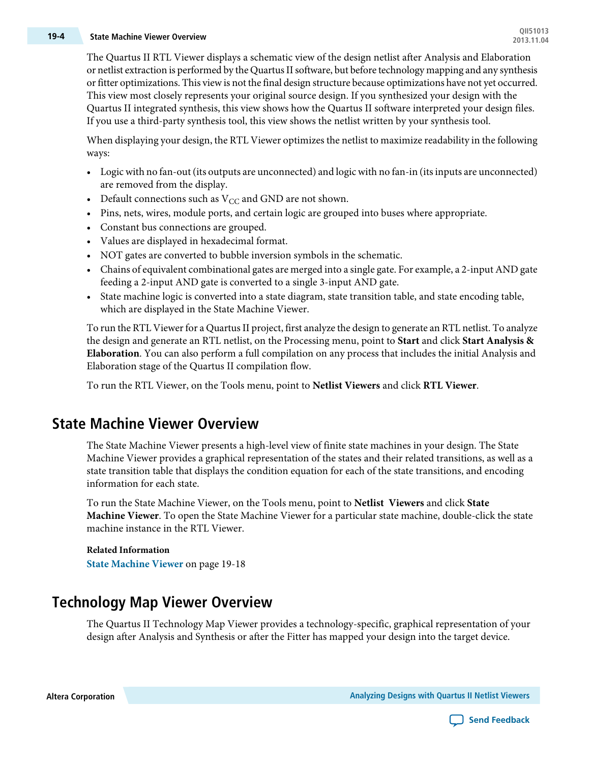The Quartus II RTL Viewer displays a schematic view of the design netlist after Analysis and Elaboration or netlist extraction is performed by the Quartus II software, but before technology mapping and any synthesis or fitter optimizations. This view is not the final design structure because optimizations have not yet occurred. This view most closely represents your original source design. If you synthesized your design with the Quartus II integrated synthesis, this view shows how the Quartus II software interpreted your design files. If you use a third-party synthesis tool, this view shows the netlist written by your synthesis tool.

When displaying your design, the RTL Viewer optimizes the netlist to maximize readability in the following ways:

- Logic with no fan-out (its outputs are unconnected) and logic with no fan-in (its inputs are unconnected) are removed from the display.
- Default connections such as $V_{CC}$ and GND are not shown.
- Pins, nets, wires, module ports, and certain logic are grouped into buses where appropriate.
- Constant bus connections are grouped.
- Values are displayed in hexadecimal format.
- NOT gates are converted to bubble inversion symbols in the schematic.
- Chains of equivalent combinational gates are merged into a single gate. For example, a 2-input AND gate feeding a 2-input AND gate is converted to a single 3-input AND gate.
- State machine logic is converted into a state diagram, state transition table, and state encoding table, which are displayed in the State Machine Viewer.

To run the RTL Viewer for a Quartus II project, first analyze the design to generate an RTL netlist. To analyze the design and generate an RTL netlist, on the Processing menu, point to **Start** and click **Start Analysis & Elaboration**. You can also perform a full compilation on any process that includes the initial Analysis and Elaboration stage of the Quartus II compilation flow.

To run the RTL Viewer, on the Tools menu, point to **Netlist Viewers** and click **RTL Viewer**.

## State Machine Viewer Overview

The State Machine Viewer presents a high-level view of finite state machines in your design. The State Machine Viewer provides a graphical representation of the states and their related transitions, as well as a state transition table that displays the condition equation for each of the state transitions, and encoding information for each state.

To run the State Machine Viewer, on the Tools menu, point to **Netlist Viewers** and click **State Machine Viewer**. To open the State Machine Viewer for a particular state machine, double-click the state machine instance in the RTL Viewer.

**Related Information**

State Machine Viewer on page 19-18

## Technology Map Viewer Overview

The Quartus II Technology Map Viewer provides a technology-specific, graphical representation of your design after Analysis and Synthesis or after the Fitter has mapped your design into the target device.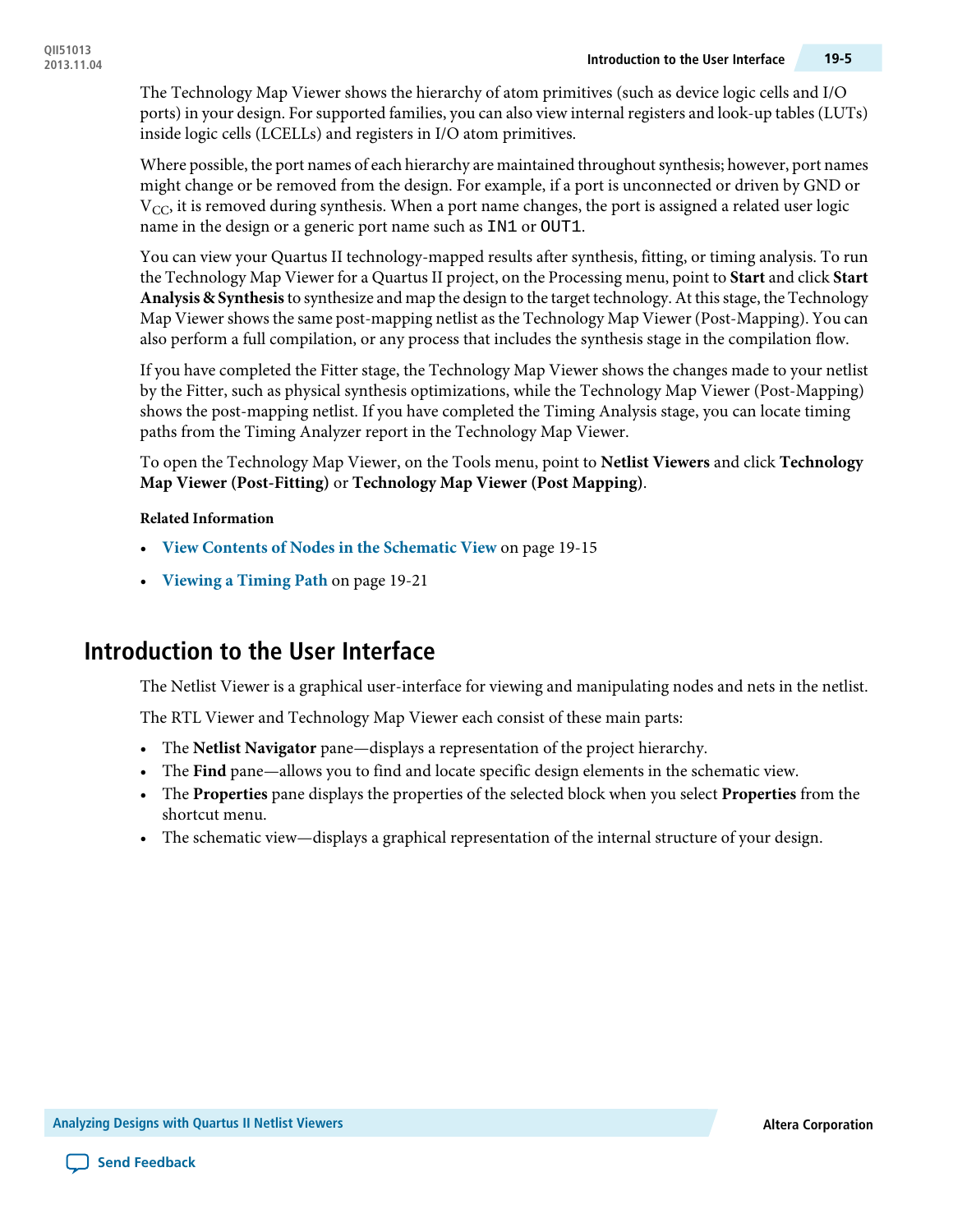The Technology Map Viewer shows the hierarchy of atom primitives (such as device logic cells and I/O ports) in your design. For supported families, you can also view internal registers and look-up tables (LUTs) inside logic cells (LCELLs) and registers in I/O atom primitives.

Where possible, the port names of each hierarchy are maintained throughout synthesis; however, port names might change or be removed from the design. For example, if a port is unconnected or driven by GND or $V_{CC}$, it is removed during synthesis. When a port name changes, the port is assigned a related user logic name in the design or a generic port name such as `IN1` or `OUT1`.

You can view your Quartus II technology-mapped results after synthesis, fitting, or timing analysis. To run the Technology Map Viewer for a Quartus II project, on the Processing menu, point to **Start** and click **Start Analysis & Synthesis** to synthesize and map the design to the target technology. At this stage, the Technology Map Viewer shows the same post-mapping netlist as the Technology Map Viewer (Post-Mapping). You can also perform a full compilation, or any process that includes the synthesis stage in the compilation flow.

If you have completed the Fitter stage, the Technology Map Viewer shows the changes made to your netlist by the Fitter, such as physical synthesis optimizations, while the Technology Map Viewer (Post-Mapping) shows the post-mapping netlist. If you have completed the Timing Analysis stage, you can locate timing paths from the Timing Analyzer report in the Technology Map Viewer.

To open the Technology Map Viewer, on the Tools menu, point to **Netlist Viewers** and click **Technology Map Viewer (Post-Fitting)** or **Technology Map Viewer (Post Mapping)**.

**Related Information**

- **View Contents of Nodes in the Schematic View** on page 19-15
- **Viewing a Timing Path** on page 19-21

## Introduction to the User Interface

The Netlist Viewer is a graphical user-interface for viewing and manipulating nodes and nets in the netlist.

The RTL Viewer and Technology Map Viewer each consist of these main parts:

- The **Netlist Navigator** pane—displays a representation of the project hierarchy.
- The **Find** pane—allows you to find and locate specific design elements in the schematic view.
- The **Properties** pane displays the properties of the selected block when you select **Properties** from the shortcut menu.
- The schematic view—displays a graphical representation of the internal structure of your design.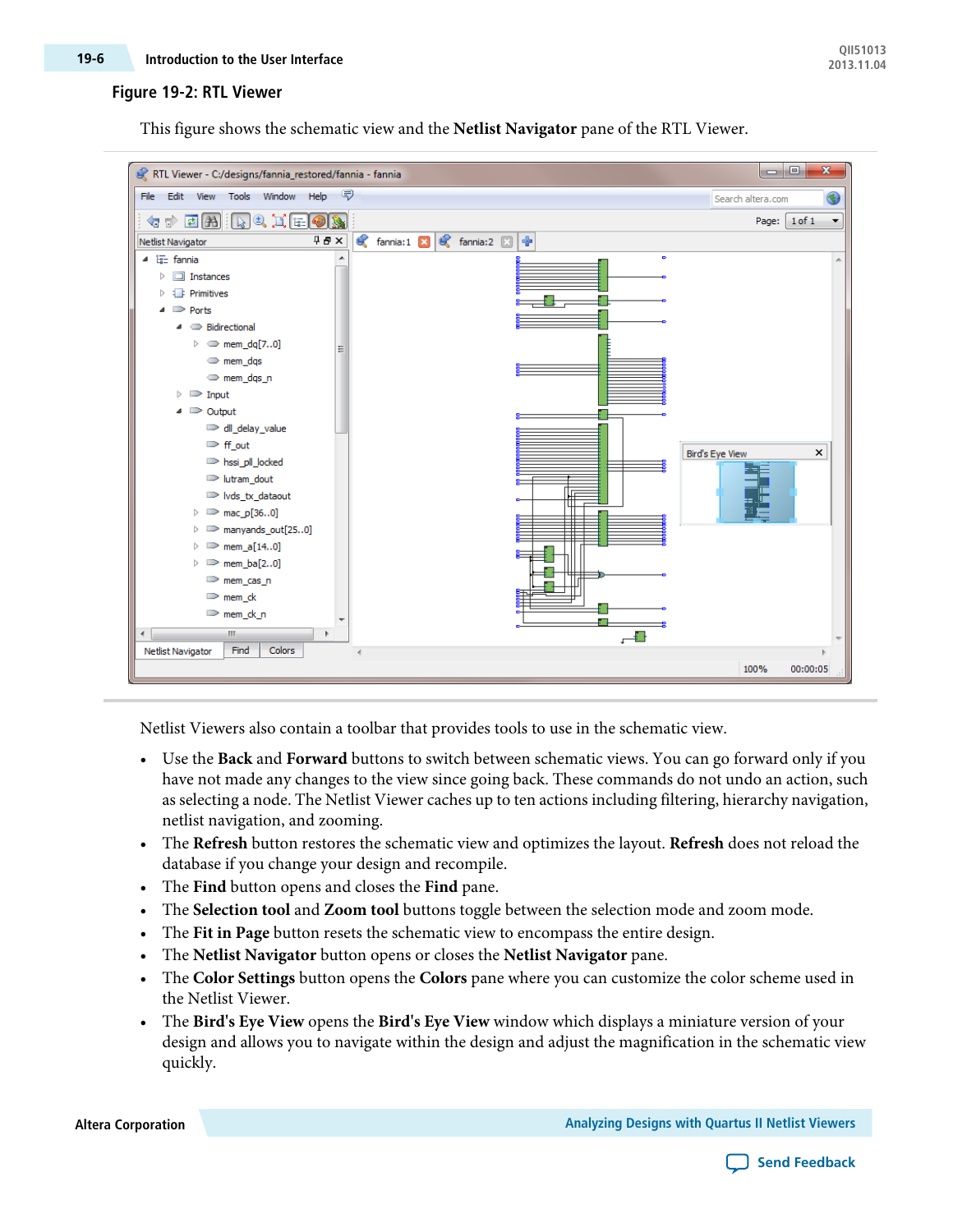**Figure 19-2: RTL Viewer**

This figure shows the schematic view and the **Netlist Navigator** pane of the RTL Viewer.

Netlist Viewers also contain a toolbar that provides tools to use in the schematic view.

- Use the **Back** and **Forward** buttons to switch between schematic views. You can go forward only if you have not made any changes to the view since going back. These commands do not undo an action, such as selecting a node. The Netlist Viewer caches up to ten actions including filtering, hierarchy navigation, netlist navigation, and zooming.
- The **Refresh** button restores the schematic view and optimizes the layout. **Refresh** does not reload the database if you change your design and recompile.
- The **Find** button opens and closes the **Find** pane.
- The **Selection tool** and **Zoom tool** buttons toggle between the selection mode and zoom mode.
- The **Fit in Page** button resets the schematic view to encompass the entire design.
- The **Netlist Navigator** button opens or closes the **Netlist Navigator** pane.
- The **Color Settings** button opens the **Colors** pane where you can customize the color scheme used in the Netlist Viewer.
- The **Bird's Eye View** opens the **Bird's Eye View** window which displays a miniature version of your design and allows you to navigate within the design and adjust the magnification in the schematic view quickly.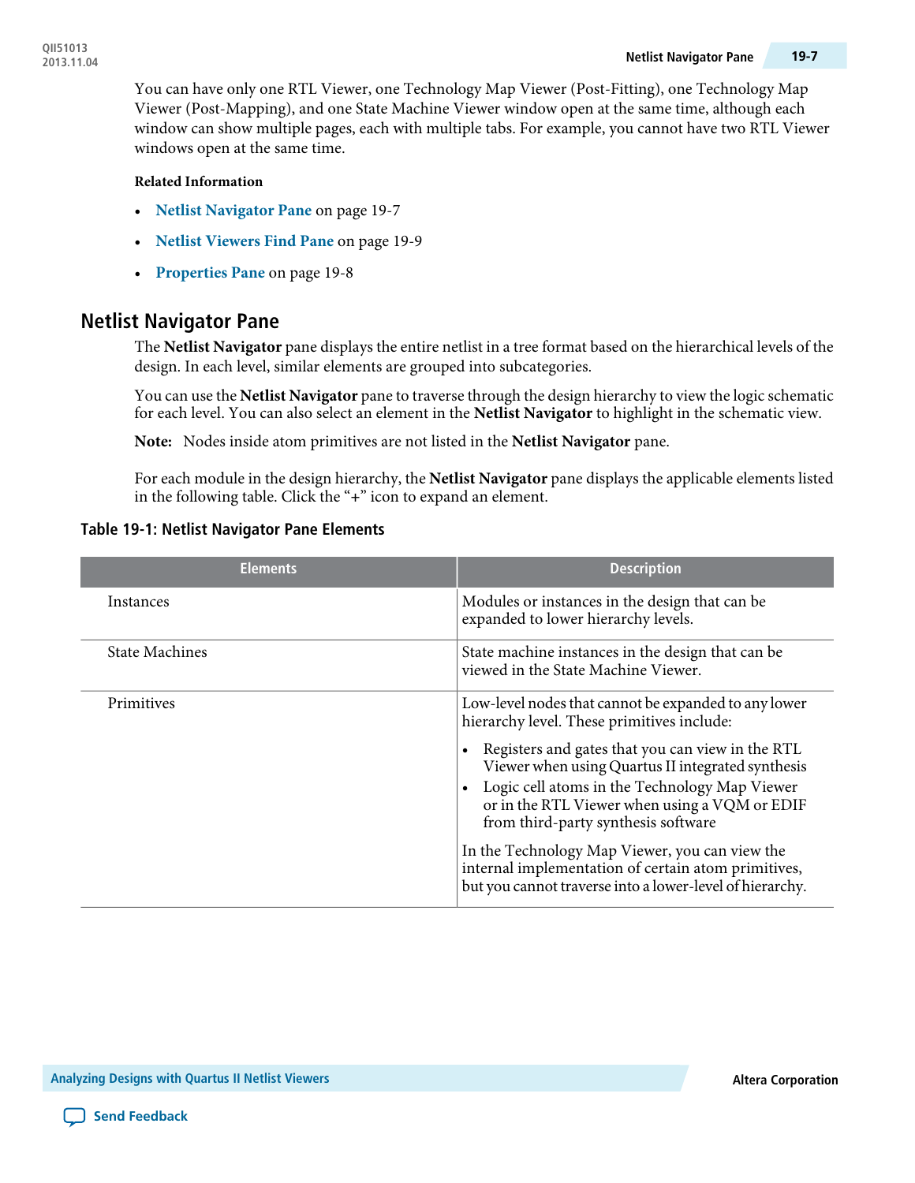You can have only one RTL Viewer, one Technology Map Viewer (Post-Fitting), one Technology Map Viewer (Post-Mapping), and one State Machine Viewer window open at the same time, although each window can show multiple pages, each with multiple tabs. For example, you cannot have two RTL Viewer windows open at the same time.

**Related Information**

- **Netlist Navigator Pane** on page 19-7
- **Netlist Viewers Find Pane** on page 19-9
- **Properties Pane** on page 19-8

## Netlist Navigator Pane

The **Netlist Navigator** pane displays the entire netlist in a tree format based on the hierarchical levels of the design. In each level, similar elements are grouped into subcategories.

You can use the **Netlist Navigator** pane to traverse through the design hierarchy to view the logic schematic for each level. You can also select an element in the **Netlist Navigator** to highlight in the schematic view.

**Note:** Nodes inside atom primitives are not listed in the **Netlist Navigator** pane.

For each module in the design hierarchy, the **Netlist Navigator** pane displays the applicable elements listed in the following table. Click the "+" icon to expand an element.

**Table 19-1: Netlist Navigator Pane Elements**

| Elements | Description |
|---|---|
| Instances | Modules or instances in the design that can be expanded to lower hierarchy levels. |
| State Machines | State machine instances in the design that can be viewed in the State Machine Viewer. |
| Primitives | Low-level nodes that cannot be expanded to any lower hierarchy level. These primitives include:<br>• Registers and gates that you can view in the RTL Viewer when using Quartus II integrated synthesis<br>• Logic cell atoms in the Technology Map Viewer or in the RTL Viewer when using a VQM or EDIF from third-party synthesis software<br><br>In the Technology Map Viewer, you can view the internal implementation of certain atom primitives, but you cannot traverse into a lower-level of hierarchy. |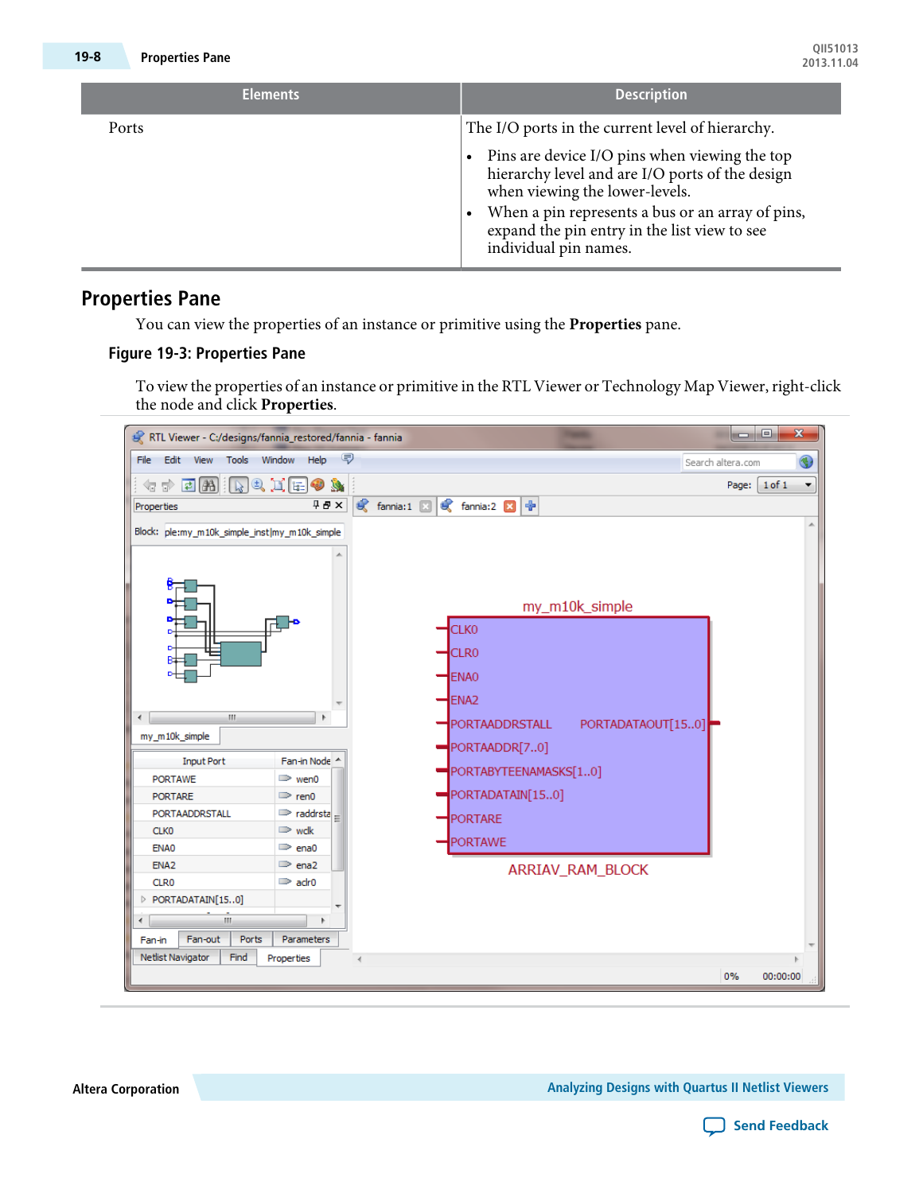| Elements | Description |
|---|---|
| Ports | The I/O ports in the current level of hierarchy.<br>• Pins are device I/O pins when viewing the top hierarchy level and are I/O ports of the design when viewing the lower-levels.<br>• When a pin represents a bus or an array of pins, expand the pin entry in the list view to see individual pin names. |

## Properties Pane

You can view the properties of an instance or primitive using the **Properties** pane.

### Figure 19-3: Properties Pane

To view the properties of an instance or primitive in the RTL Viewer or Technology Map Viewer, right-click the node and click **Properties**.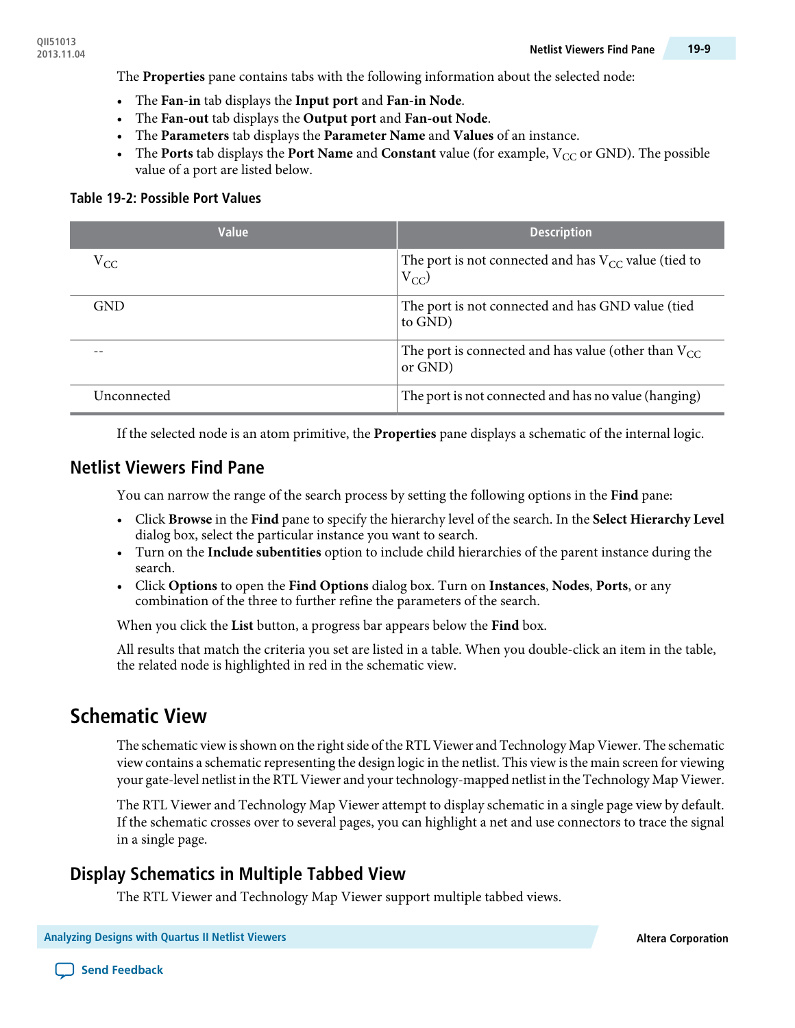The **Properties** pane contains tabs with the following information about the selected node:

- The **Fan-in** tab displays the **Input port** and **Fan-in Node**.
- The **Fan-out** tab displays the **Output port** and **Fan-out Node**.
- The **Parameters** tab displays the **Parameter Name** and **Values** of an instance.
- The **Ports** tab displays the **Port Name** and **Constant** value (for example, $V_{CC}$ or GND). The possible value of a port are listed below.

**Table 19-2: Possible Port Values**

| Value | Description |
|---|---|
| $V_{CC}$ | The port is not connected and has $V_{CC}$ value (tied to $V_{CC}$) |
| GND | The port is not connected and has GND value (tied to GND) |
| -- | The port is connected and has value (other than $V_{CC}$ or GND) |
| Unconnected | The port is not connected and has no value (hanging) |

If the selected node is an atom primitive, the **Properties** pane displays a schematic of the internal logic.

## Netlist Viewers Find Pane

You can narrow the range of the search process by setting the following options in the **Find** pane:

- Click **Browse** in the **Find** pane to specify the hierarchy level of the search. In the **Select Hierarchy Level** dialog box, select the particular instance you want to search.
- Turn on the **Include subentities** option to include child hierarchies of the parent instance during the search.
- Click **Options** to open the **Find Options** dialog box. Turn on **Instances**, **Nodes**, **Ports**, or any combination of the three to further refine the parameters of the search.

When you click the **List** button, a progress bar appears below the **Find** box.

All results that match the criteria you set are listed in a table. When you double-click an item in the table, the related node is highlighted in red in the schematic view.

# Schematic View

The schematic view is shown on the right side of the RTL Viewer and Technology Map Viewer. The schematic view contains a schematic representing the design logic in the netlist. This view is the main screen for viewing your gate-level netlist in the RTL Viewer and your technology-mapped netlist in the Technology Map Viewer.

The RTL Viewer and Technology Map Viewer attempt to display schematic in a single page view by default. If the schematic crosses over to several pages, you can highlight a net and use connectors to trace the signal in a single page.

## Display Schematics in Multiple Tabbed View

The RTL Viewer and Technology Map Viewer support multiple tabbed views.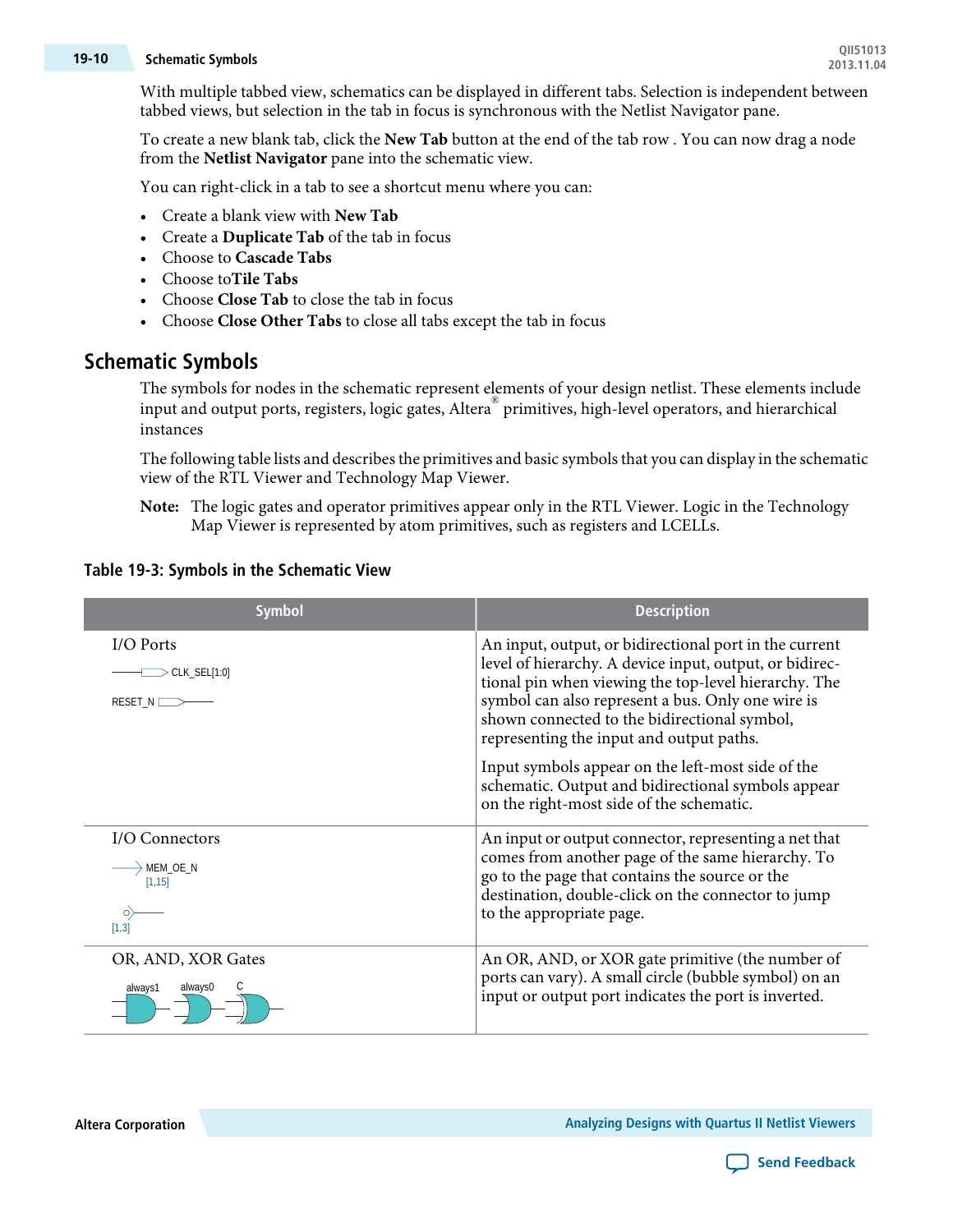With multiple tabbed view, schematics can be displayed in different tabs. Selection is independent between tabbed views, but selection in the tab in focus is synchronous with the Netlist Navigator pane.

To create a new blank tab, click the **New Tab** button at the end of the tab row . You can now drag a node from the **Netlist Navigator** pane into the schematic view.

You can right-click in a tab to see a shortcut menu where you can:

- Create a blank view with **New Tab**
- Create a **Duplicate Tab** of the tab in focus
- Choose to **Cascade Tabs**
- Choose to**Tile Tabs**
- Choose **Close Tab** to close the tab in focus
- Choose **Close Other Tabs** to close all tabs except the tab in focus

## Schematic Symbols

The symbols for nodes in the schematic represent elements of your design netlist. These elements include input and output ports, registers, logic gates, Altera® primitives, high-level operators, and hierarchical instances

The following table lists and describes the primitives and basic symbols that you can display in the schematic view of the RTL Viewer and Technology Map Viewer.

**Note:** The logic gates and operator primitives appear only in the RTL Viewer. Logic in the Technology Map Viewer is represented by atom primitives, such as registers and LCELLs.

### Table 19-3: Symbols in the Schematic View

| Symbol | Description |
| --- | --- |
| I/O Ports<br>CLK_SEL[1:0]<br>RESET_N | An input, output, or bidirectional port in the current level of hierarchy. A device input, output, or bidirectional pin when viewing the top-level hierarchy. The symbol can also represent a bus. Only one wire is shown connected to the bidirectional symbol, representing the input and output paths.<br><br>Input symbols appear on the left-most side of the schematic. Output and bidirectional symbols appear on the right-most side of the schematic. |
| I/O Connectors<br>MEM_OE_N<br>[1,15]<br>[1,3] | An input or output connector, representing a net that comes from another page of the same hierarchy. To go to the page that contains the source or the destination, double-click on the connector to jump to the appropriate page. |
| OR, AND, XOR Gates<br>always1 always0 C | An OR, AND, or XOR gate primitive (the number of ports can vary). A small circle (bubble symbol) on an input or output port indicates the port is inverted. |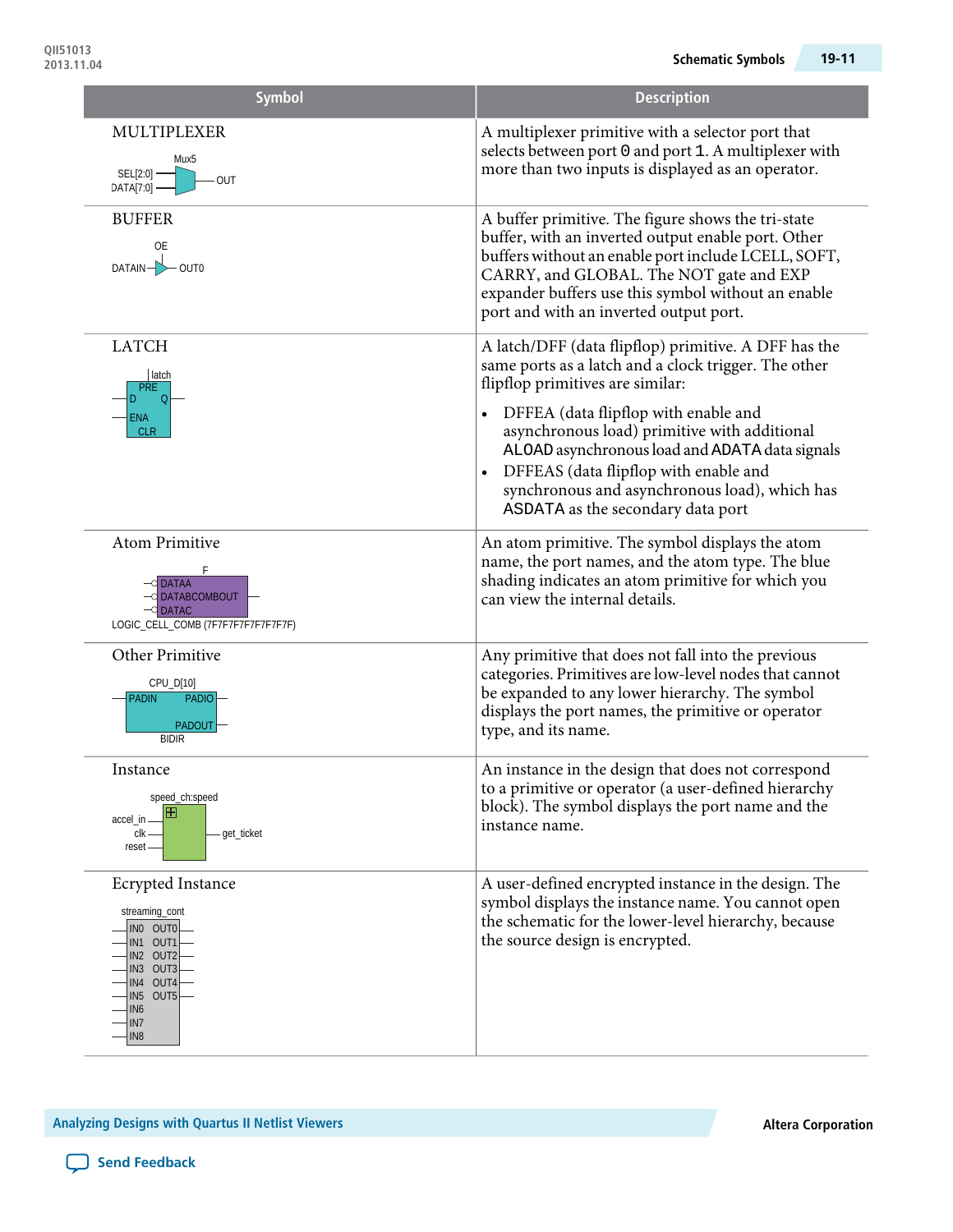| Symbol | Description |
|---|---|
| MULTIPLEXER<br>Mux5<br>SEL[2:0]<br>DATA[7:0]<br>OUT | A multiplexer primitive with a selector port that selects between port `0` and port `1`. A multiplexer with more than two inputs is displayed as an operator. |
| BUFFER<br>OE<br>DATAIN<br>OUT0 | A buffer primitive. The figure shows the tri-state buffer, with an inverted output enable port. Other buffers without an enable port include LCELL, SOFT, CARRY, and GLOBAL. The NOT gate and EXP expander buffers use this symbol without an enable port and with an inverted output port. |
| LATCH<br>latch<br>PRE<br>D Q<br>ENA<br>CLR | A latch/DFF (data flipflop) primitive. A DFF has the same ports as a latch and a clock trigger. The other flipflop primitives are similar:<br>• DFFEA (data flipflop with enable and asynchronous load) primitive with additional `ALOAD` asynchronous load and `ADATA` data signals<br>• DFFEAS (data flipflop with enable and synchronous and asynchronous load), which has `ASDATA` as the secondary data port |
| Atom Primitive<br>F<br>DATAA<br>DATABCOMBOUT<br>DATAC<br>LOGIC_CELL_COMB (7F7F7F7F7F7F7F7F) | An atom primitive. The symbol displays the atom name, the port names, and the atom type. The blue shading indicates an atom primitive for which you can view the internal details. |
| Other Primitive<br>CPU_D[10]<br>PADIN PADIO<br>PADOUT<br>BIDIR | Any primitive that does not fall into the previous categories. Primitives are low-level nodes that cannot be expanded to any lower hierarchy. The symbol displays the port names, the primitive or operator type, and its name. |
| Instance<br>speed_ch:speed<br>accel_in<br>clk<br>reset<br>get_ticket | An instance in the design that does not correspond to a primitive or operator (a user-defined hierarchy block). The symbol displays the port name and the instance name. |
| Ecrypted Instance<br>streaming_cont<br>IN0 OUT0<br>IN1 OUT1<br>IN2 OUT2<br>IN3 OUT3<br>IN4 OUT4<br>IN5 OUT5<br>IN6<br>IN7<br>IN8 | A user-defined encrypted instance in the design. The symbol displays the instance name. You cannot open the schematic for the lower-level hierarchy, because the source design is encrypted. |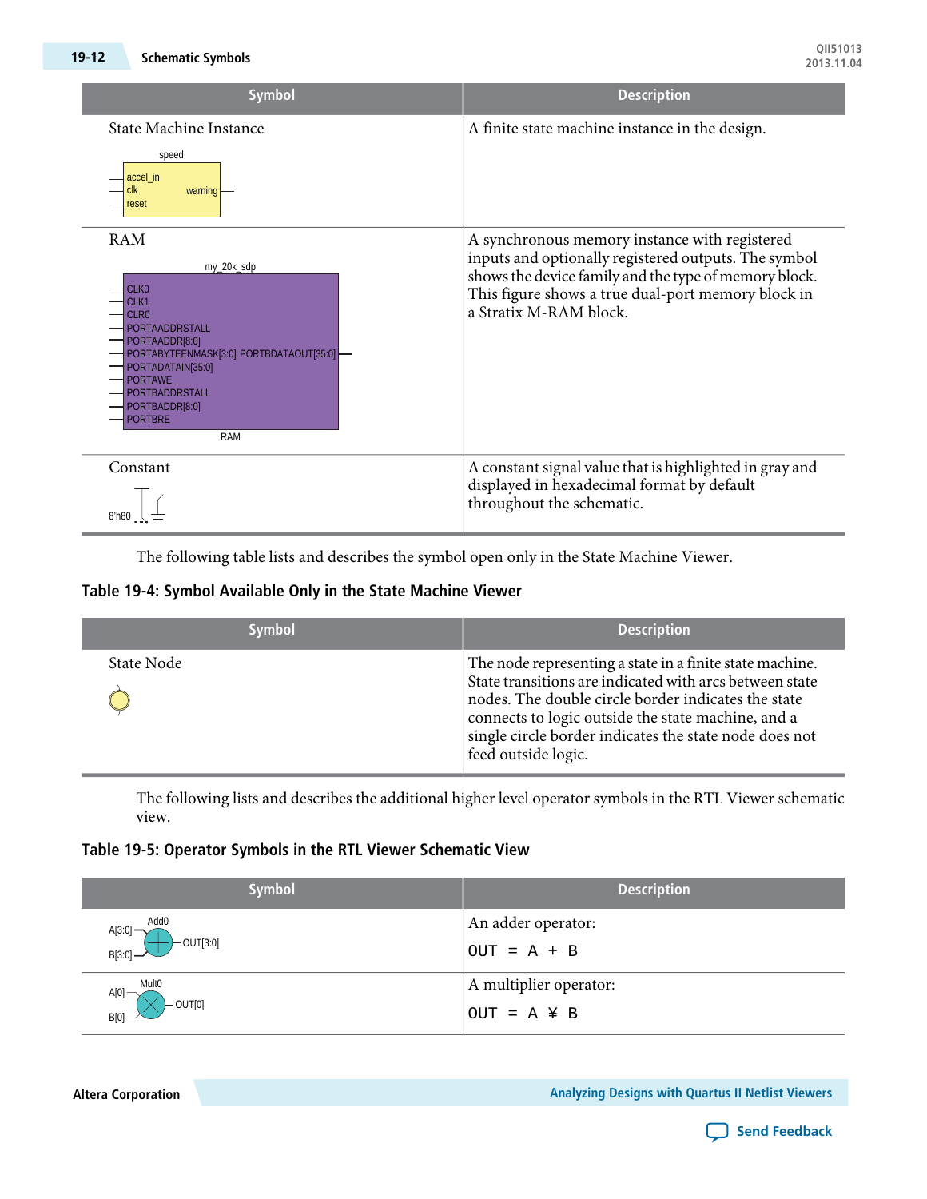| Symbol | Description |
|---|---|
| State Machine Instance<br><br>speed<br>accel_in<br>clk warning<br>reset | A finite state machine instance in the design. |
| RAM<br><br>my_20k_sdp<br>CLK0<br>CLK1<br>CLR0<br>PORTAADDRSTALL<br>PORTAADDR[8:0]<br>PORTABYTEENMASK[3:0] PORTBDATAOUT[35:0]<br>PORTADATAIN[35:0]<br>PORTAWE<br>PORTBADDRSTALL<br>PORTBADDR[8:0]<br>PORTBRE<br>RAM | A synchronous memory instance with registered inputs and optionally registered outputs. The symbol shows the device family and the type of memory block. This figure shows a true dual-port memory block in a Stratix M-RAM block. |
| Constant<br><br>8'h80 | A constant signal value that is highlighted in gray and displayed in hexadecimal format by default throughout the schematic. |

The following table lists and describes the symbol open only in the State Machine Viewer.

**Table 19-4: Symbol Available Only in the State Machine Viewer**

| Symbol | Description |
|---|---|
| State Node | The node representing a state in a finite state machine. State transitions are indicated with arcs between state nodes. The double circle border indicates the state connects to logic outside the state machine, and a single circle border indicates the state node does not feed outside logic. |

The following lists and describes the additional higher level operator symbols in the RTL Viewer schematic view.

**Table 19-5: Operator Symbols in the RTL Viewer Schematic View**

| Symbol | Description |
|---|---|
| Add0<br>A[3:0]<br>B[3:0]<br>OUT[3:0] | An adder operator:<br><br>`OUT = A + B` |
| Mult0<br>A[0]<br>B[0]<br>OUT[0] | A multiplier operator:<br><br>`OUT = A ¥ B` |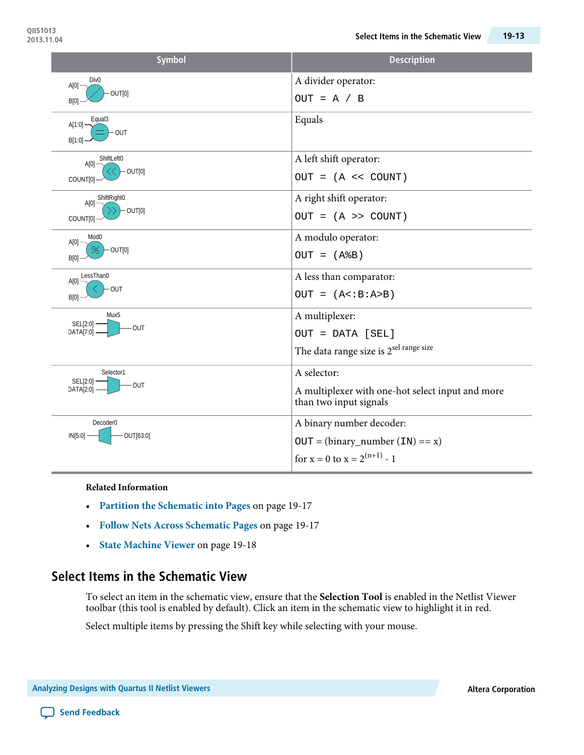| Symbol | Description |
| --- | --- |
| Div0 (A[0], B[0] → OUT[0]) | A divider operator:<br>`OUT = A / B` |
| Equal3 (A[1:0], B[1:0] → OUT) | Equals |
| ShiftLeft0 (A[0], COUNT[0] → OUT[0]) | A left shift operator:<br>`OUT = (A << COUNT)` |
| ShiftRight0 (A[0], COUNT[0] → OUT[0]) | A right shift operator:<br>`OUT = (A >> COUNT)` |
| Mod0 (A[0], B[0] → OUT[0]) | A modulo operator:<br>`OUT = (A%B)` |
| LessThan0 (A[0], B[0] → OUT) | A less than comparator:<br>`OUT = (A<:B:A>B)` |
| Mux5 (SEL[2:0], DATA[7:0] → OUT) | A multiplexer:<br>`OUT = DATA [SEL]`<br>The data range size is $2^{\text{sel range size}}$ |
| Selector1 (SEL[2:0], DATA[2:0] → OUT) | A selector:<br>A multiplexer with one-hot select input and more than two input signals |
| Decoder0 (IN[5:0] → OUT[63:0]) | A binary number decoder:<br>`OUT` = (binary_number (`IN`) == x)<br>for x = 0 to x = $2^{(n+1)}$ - 1 |

**Related Information**

- Partition the Schematic into Pages on page 19-17
- Follow Nets Across Schematic Pages on page 19-17
- State Machine Viewer on page 19-18

## Select Items in the Schematic View

To select an item in the schematic view, ensure that the **Selection Tool** is enabled in the Netlist Viewer toolbar (this tool is enabled by default). Click an item in the schematic view to highlight it in red.

Select multiple items by pressing the Shift key while selecting with your mouse.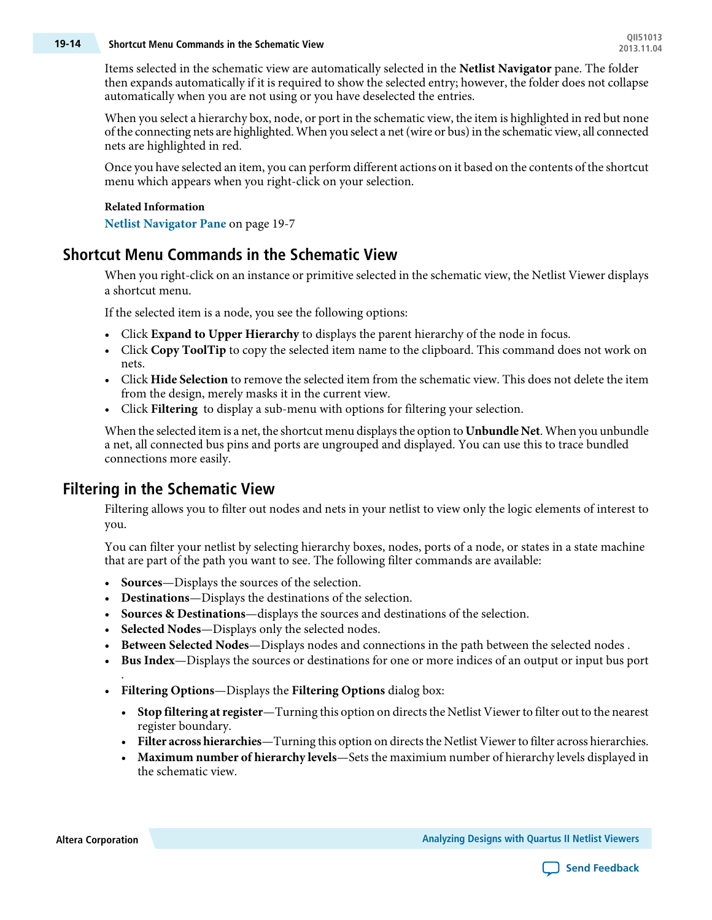Items selected in the schematic view are automatically selected in the **Netlist Navigator** pane. The folder then expands automatically if it is required to show the selected entry; however, the folder does not collapse automatically when you are not using or you have deselected the entries.

When you select a hierarchy box, node, or port in the schematic view, the item is highlighted in red but none of the connecting nets are highlighted. When you select a net (wire or bus) in the schematic view, all connected nets are highlighted in red.

Once you have selected an item, you can perform different actions on it based on the contents of the shortcut menu which appears when you right-click on your selection.

**Related Information**

Netlist Navigator Pane on page 19-7

## Shortcut Menu Commands in the Schematic View

When you right-click on an instance or primitive selected in the schematic view, the Netlist Viewer displays a shortcut menu.

If the selected item is a node, you see the following options:

- Click **Expand to Upper Hierarchy** to displays the parent hierarchy of the node in focus.
- Click **Copy ToolTip** to copy the selected item name to the clipboard. This command does not work on nets.
- Click **Hide Selection** to remove the selected item from the schematic view. This does not delete the item from the design, merely masks it in the current view.
- Click **Filtering** to display a sub-menu with options for filtering your selection.

When the selected item is a net, the shortcut menu displays the option to **Unbundle Net**. When you unbundle a net, all connected bus pins and ports are ungrouped and displayed. You can use this to trace bundled connections more easily.

## Filtering in the Schematic View

Filtering allows you to filter out nodes and nets in your netlist to view only the logic elements of interest to you.

You can filter your netlist by selecting hierarchy boxes, nodes, ports of a node, or states in a state machine that are part of the path you want to see. The following filter commands are available:

- **Sources**—Displays the sources of the selection.
- **Destinations**—Displays the destinations of the selection.
- **Sources & Destinations**—displays the sources and destinations of the selection.
- **Selected Nodes**—Displays only the selected nodes.
- **Between Selected Nodes**—Displays nodes and connections in the path between the selected nodes .
- **Bus Index**—Displays the sources or destinations for one or more indices of an output or input bus port .
- **Filtering Options**—Displays the **Filtering Options** dialog box:
  - **Stop filtering at register**—Turning this option on directs the Netlist Viewer to filter out to the nearest register boundary.
  - **Filter across hierarchies**—Turning this option on directs the Netlist Viewer to filter across hierarchies.
  - **Maximum number of hierarchy levels**—Sets the maximium number of hierarchy levels displayed in the schematic view.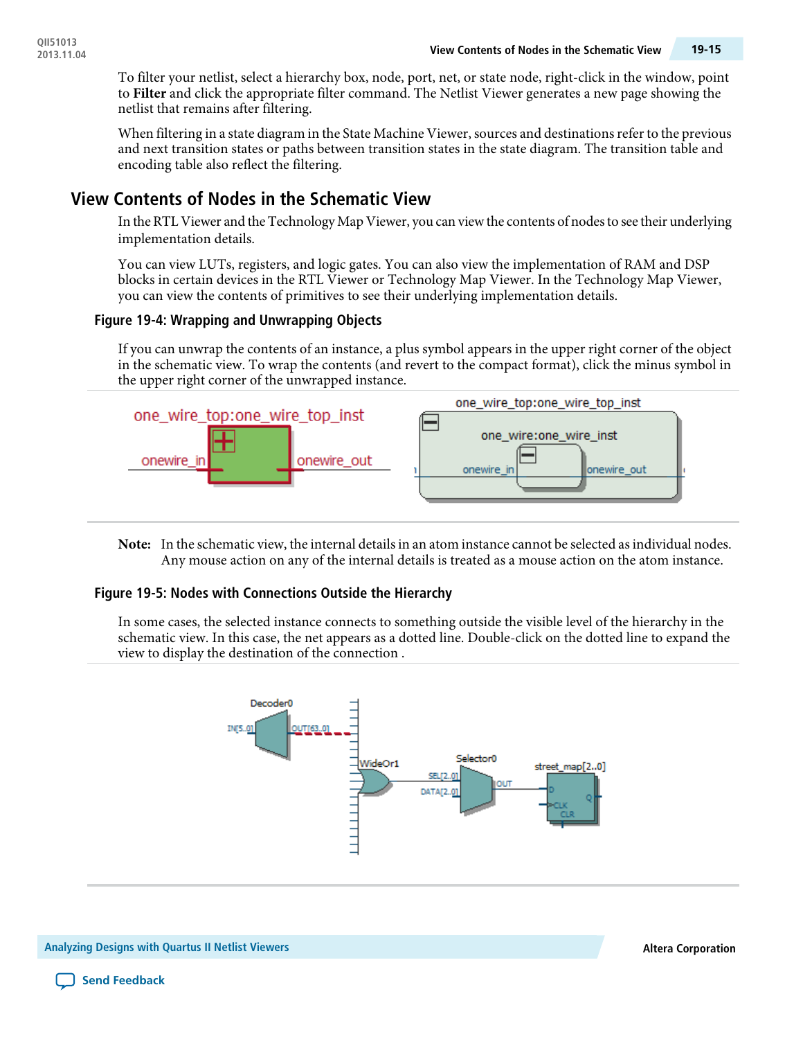To filter your netlist, select a hierarchy box, node, port, net, or state node, right-click in the window, point to **Filter** and click the appropriate filter command. The Netlist Viewer generates a new page showing the netlist that remains after filtering.

When filtering in a state diagram in the State Machine Viewer, sources and destinations refer to the previous and next transition states or paths between transition states in the state diagram. The transition table and encoding table also reflect the filtering.

## View Contents of Nodes in the Schematic View

In the RTL Viewer and the Technology Map Viewer, you can view the contents of nodes to see their underlying implementation details.

You can view LUTs, registers, and logic gates. You can also view the implementation of RAM and DSP blocks in certain devices in the RTL Viewer or Technology Map Viewer. In the Technology Map Viewer, you can view the contents of primitives to see their underlying implementation details.

### Figure 19-4: Wrapping and Unwrapping Objects

If you can unwrap the contents of an instance, a plus symbol appears in the upper right corner of the object in the schematic view. To wrap the contents (and revert to the compact format), click the minus symbol in the upper right corner of the unwrapped instance.

**Note:** In the schematic view, the internal details in an atom instance cannot be selected as individual nodes. Any mouse action on any of the internal details is treated as a mouse action on the atom instance.

### Figure 19-5: Nodes with Connections Outside the Hierarchy

In some cases, the selected instance connects to something outside the visible level of the hierarchy in the schematic view. In this case, the net appears as a dotted line. Double-click on the dotted line to expand the view to display the destination of the connection .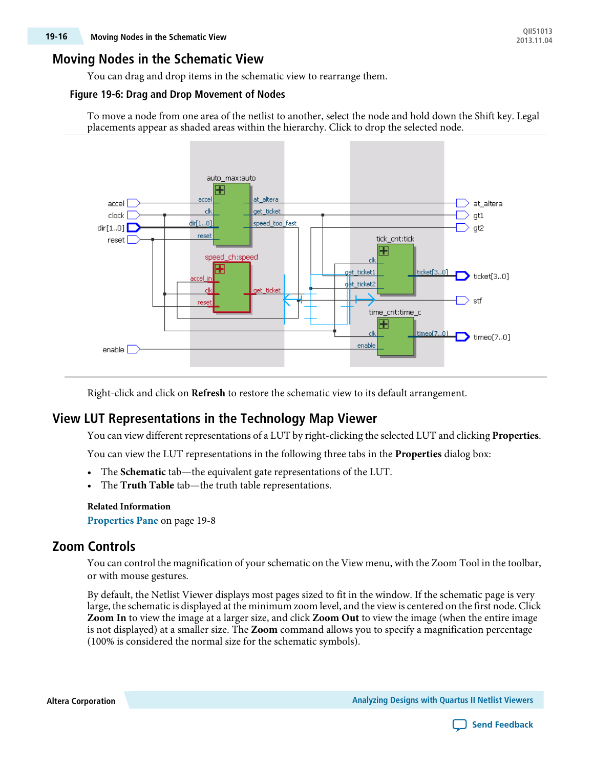## Moving Nodes in the Schematic View

You can drag and drop items in the schematic view to rearrange them.

**Figure 19-6: Drag and Drop Movement of Nodes**

To move a node from one area of the netlist to another, select the node and hold down the Shift key. Legal placements appear as shaded areas within the hierarchy. Click to drop the selected node.

Right-click and click on **Refresh** to restore the schematic view to its default arrangement.

## View LUT Representations in the Technology Map Viewer

You can view different representations of a LUT by right-clicking the selected LUT and clicking **Properties**.

You can view the LUT representations in the following three tabs in the **Properties** dialog box:

- The **Schematic** tab—the equivalent gate representations of the LUT.
- The **Truth Table** tab—the truth table representations.

**Related Information**

Properties Pane on page 19-8

## Zoom Controls

You can control the magnification of your schematic on the View menu, with the Zoom Tool in the toolbar, or with mouse gestures.

By default, the Netlist Viewer displays most pages sized to fit in the window. If the schematic page is very large, the schematic is displayed at the minimum zoom level, and the view is centered on the first node. Click **Zoom In** to view the image at a larger size, and click **Zoom Out** to view the image (when the entire image is not displayed) at a smaller size. The **Zoom** command allows you to specify a magnification percentage (100% is considered the normal size for the schematic symbols).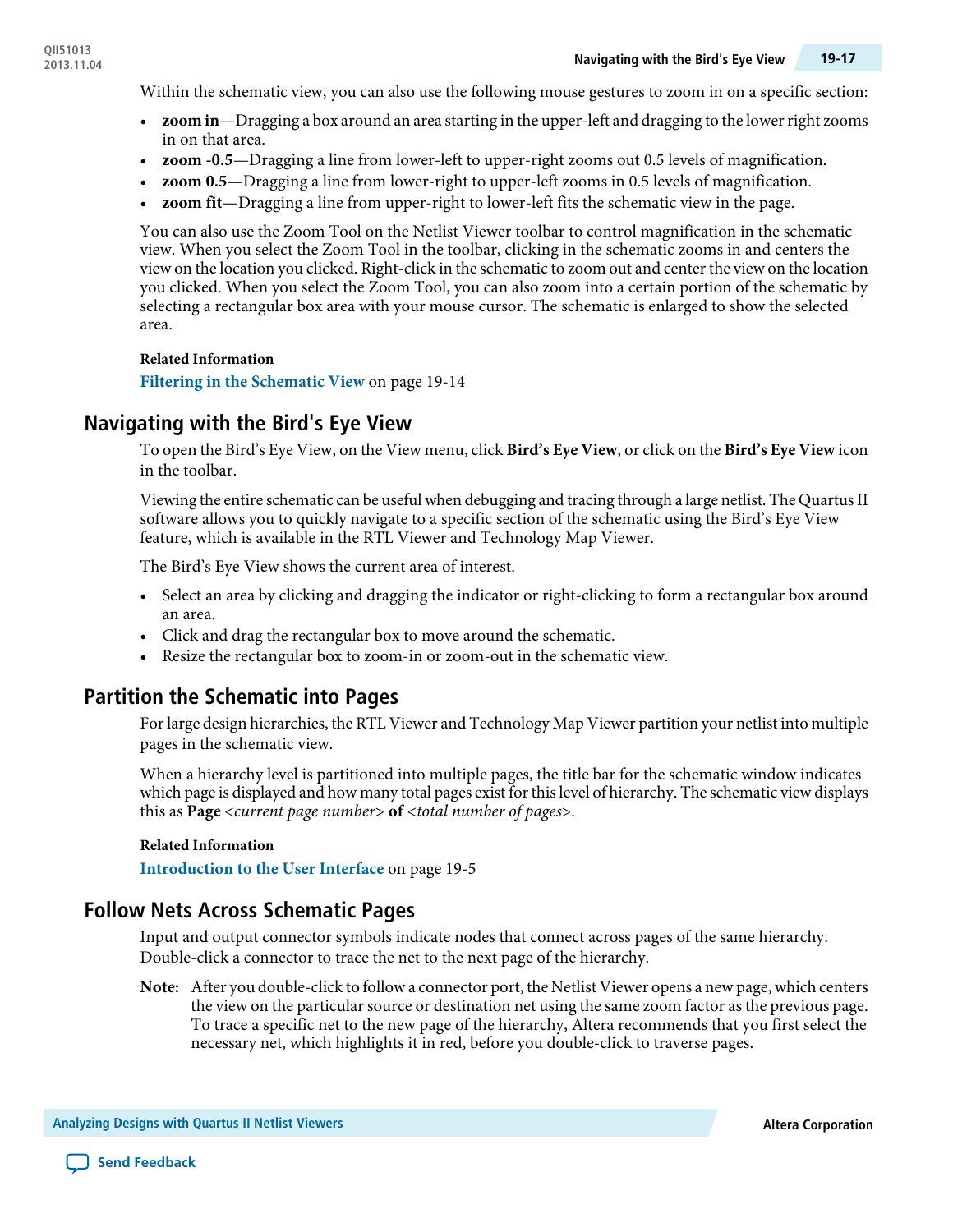Within the schematic view, you can also use the following mouse gestures to zoom in on a specific section:

- **zoom in**—Dragging a box around an area starting in the upper-left and dragging to the lower right zooms in on that area.
- **zoom -0.5**—Dragging a line from lower-left to upper-right zooms out 0.5 levels of magnification.
- **zoom 0.5**—Dragging a line from lower-right to upper-left zooms in 0.5 levels of magnification.
- **zoom fit**—Dragging a line from upper-right to lower-left fits the schematic view in the page.

You can also use the Zoom Tool on the Netlist Viewer toolbar to control magnification in the schematic view. When you select the Zoom Tool in the toolbar, clicking in the schematic zooms in and centers the view on the location you clicked. Right-click in the schematic to zoom out and center the view on the location you clicked. When you select the Zoom Tool, you can also zoom into a certain portion of the schematic by selecting a rectangular box area with your mouse cursor. The schematic is enlarged to show the selected area.

**Related Information**

**Filtering in the Schematic View** on page 19-14

## Navigating with the Bird's Eye View

To open the Bird's Eye View, on the View menu, click **Bird's Eye View**, or click on the **Bird's Eye View** icon in the toolbar.

Viewing the entire schematic can be useful when debugging and tracing through a large netlist. The Quartus II software allows you to quickly navigate to a specific section of the schematic using the Bird's Eye View feature, which is available in the RTL Viewer and Technology Map Viewer.

The Bird's Eye View shows the current area of interest.

- Select an area by clicking and dragging the indicator or right-clicking to form a rectangular box around an area.
- Click and drag the rectangular box to move around the schematic.
- Resize the rectangular box to zoom-in or zoom-out in the schematic view.

## Partition the Schematic into Pages

For large design hierarchies, the RTL Viewer and Technology Map Viewer partition your netlist into multiple pages in the schematic view.

When a hierarchy level is partitioned into multiple pages, the title bar for the schematic window indicates which page is displayed and how many total pages exist for this level of hierarchy. The schematic view displays this as **Page** <*current page number*> **of** <*total number of pages*>.

**Related Information**

**Introduction to the User Interface** on page 19-5

## Follow Nets Across Schematic Pages

Input and output connector symbols indicate nodes that connect across pages of the same hierarchy. Double-click a connector to trace the net to the next page of the hierarchy.

**Note:** After you double-click to follow a connector port, the Netlist Viewer opens a new page, which centers the view on the particular source or destination net using the same zoom factor as the previous page. To trace a specific net to the new page of the hierarchy, Altera recommends that you first select the necessary net, which highlights it in red, before you double-click to traverse pages.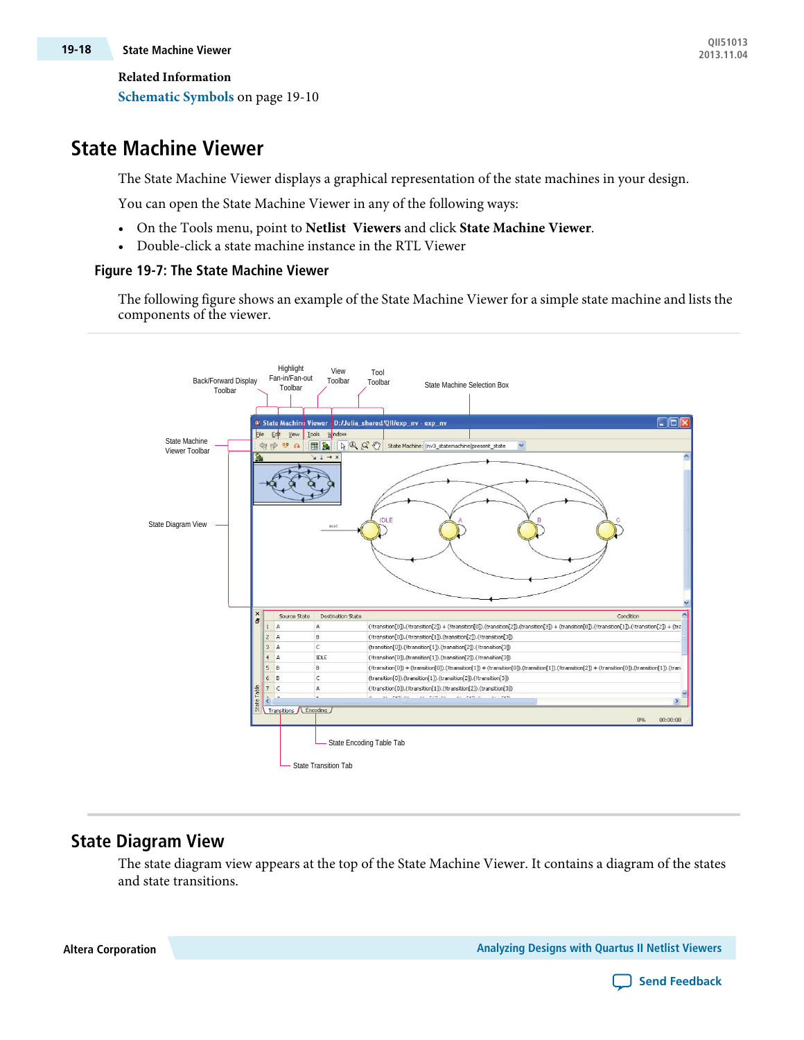**Related Information**

Schematic Symbols on page 19-10

## State Machine Viewer

The State Machine Viewer displays a graphical representation of the state machines in your design.

You can open the State Machine Viewer in any of the following ways:

- On the Tools menu, point to **Netlist Viewers** and click **State Machine Viewer**.
- Double-click a state machine instance in the RTL Viewer

### Figure 19-7: The State Machine Viewer

The following figure shows an example of the State Machine Viewer for a simple state machine and lists the components of the viewer.

## State Diagram View

The state diagram view appears at the top of the State Machine Viewer. It contains a diagram of the states and state transitions.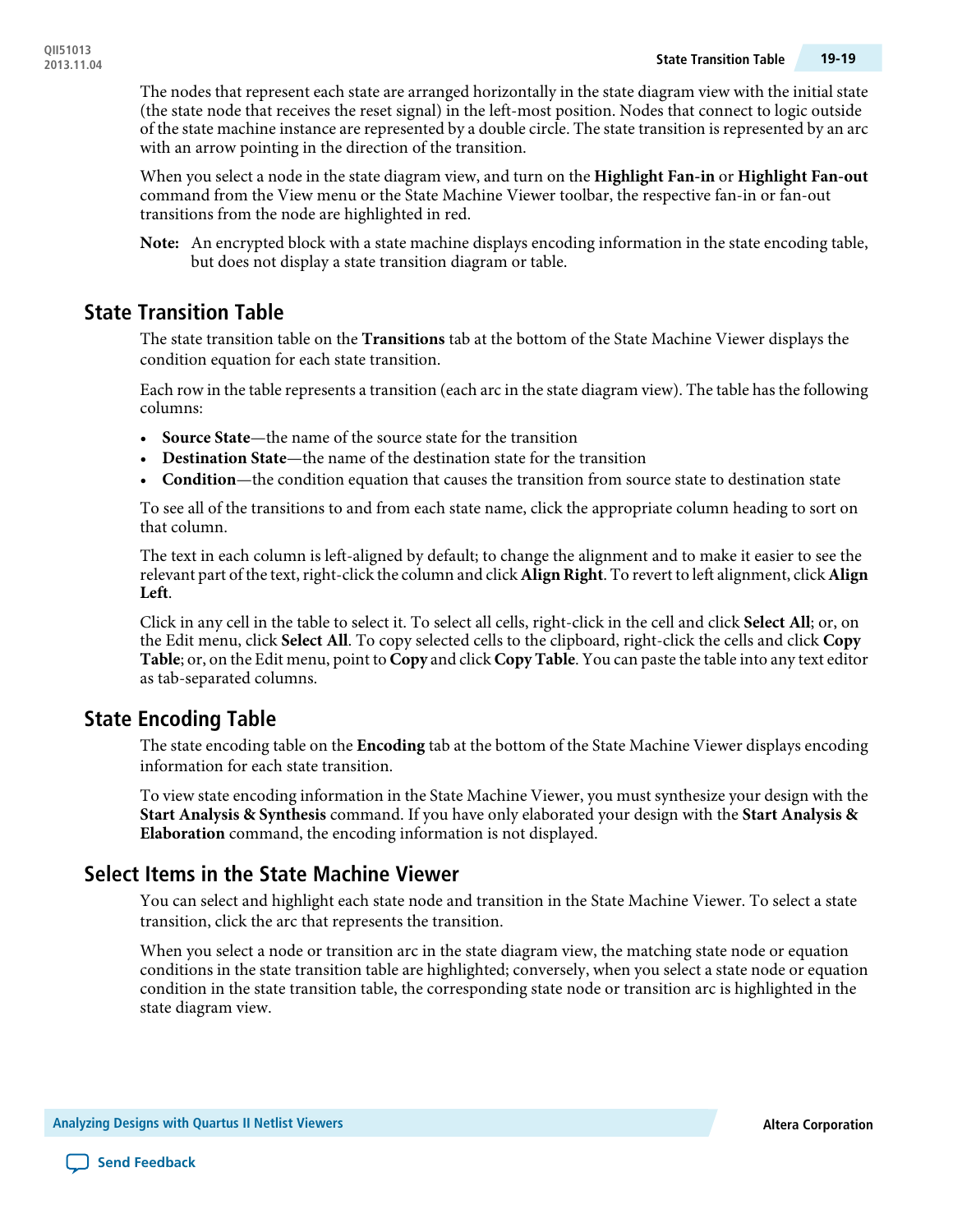The nodes that represent each state are arranged horizontally in the state diagram view with the initial state (the state node that receives the reset signal) in the left-most position. Nodes that connect to logic outside of the state machine instance are represented by a double circle. The state transition is represented by an arc with an arrow pointing in the direction of the transition.

When you select a node in the state diagram view, and turn on the **Highlight Fan-in** or **Highlight Fan-out** command from the View menu or the State Machine Viewer toolbar, the respective fan-in or fan-out transitions from the node are highlighted in red.

**Note:** An encrypted block with a state machine displays encoding information in the state encoding table, but does not display a state transition diagram or table.

## State Transition Table

The state transition table on the **Transitions** tab at the bottom of the State Machine Viewer displays the condition equation for each state transition.

Each row in the table represents a transition (each arc in the state diagram view). The table has the following columns:

- **Source State**—the name of the source state for the transition
- **Destination State**—the name of the destination state for the transition
- **Condition**—the condition equation that causes the transition from source state to destination state

To see all of the transitions to and from each state name, click the appropriate column heading to sort on that column.

The text in each column is left-aligned by default; to change the alignment and to make it easier to see the relevant part of the text, right-click the column and click **Align Right**. To revert to left alignment, click **Align Left**.

Click in any cell in the table to select it. To select all cells, right-click in the cell and click **Select All**; or, on the Edit menu, click **Select All**. To copy selected cells to the clipboard, right-click the cells and click **Copy Table**; or, on the Edit menu, point to **Copy** and click **Copy Table**. You can paste the table into any text editor as tab-separated columns.

## State Encoding Table

The state encoding table on the **Encoding** tab at the bottom of the State Machine Viewer displays encoding information for each state transition.

To view state encoding information in the State Machine Viewer, you must synthesize your design with the **Start Analysis & Synthesis** command. If you have only elaborated your design with the **Start Analysis & Elaboration** command, the encoding information is not displayed.

## Select Items in the State Machine Viewer

You can select and highlight each state node and transition in the State Machine Viewer. To select a state transition, click the arc that represents the transition.

When you select a node or transition arc in the state diagram view, the matching state node or equation conditions in the state transition table are highlighted; conversely, when you select a state node or equation condition in the state transition table, the corresponding state node or transition arc is highlighted in the state diagram view.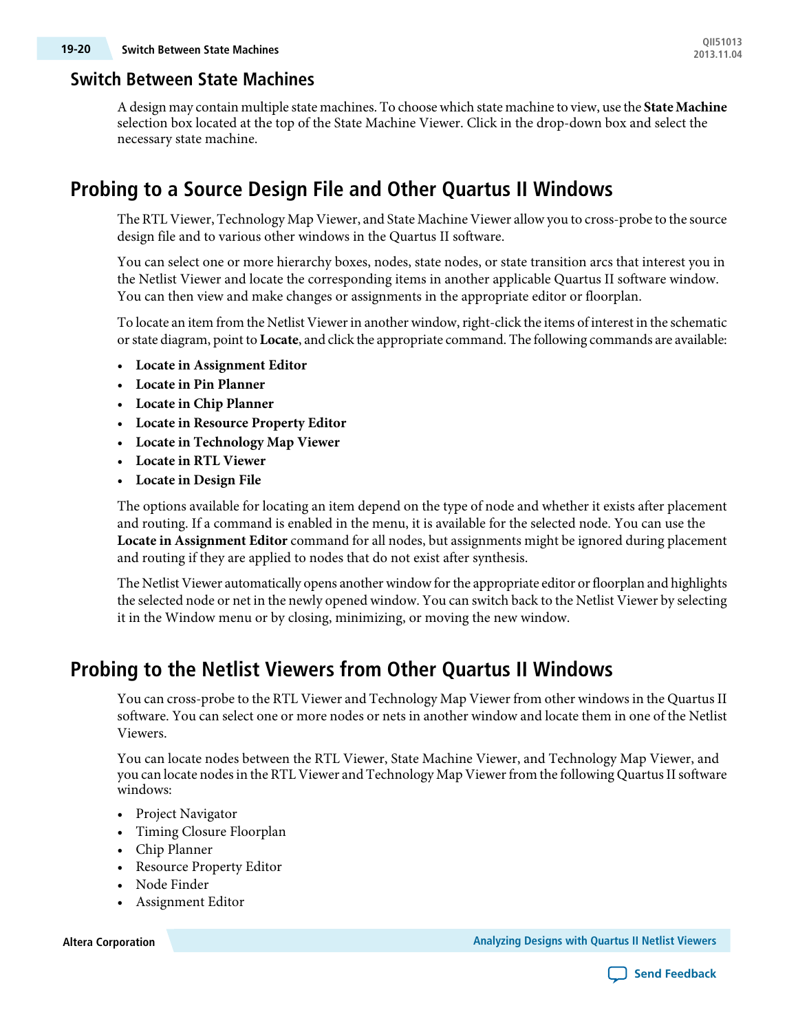## Switch Between State Machines

A design may contain multiple state machines. To choose which state machine to view, use the **State Machine** selection box located at the top of the State Machine Viewer. Click in the drop-down box and select the necessary state machine.

## Probing to a Source Design File and Other Quartus II Windows

The RTL Viewer, Technology Map Viewer, and State Machine Viewer allow you to cross-probe to the source design file and to various other windows in the Quartus II software.

You can select one or more hierarchy boxes, nodes, state nodes, or state transition arcs that interest you in the Netlist Viewer and locate the corresponding items in another applicable Quartus II software window. You can then view and make changes or assignments in the appropriate editor or floorplan.

To locate an item from the Netlist Viewer in another window, right-click the items of interest in the schematic or state diagram, point to **Locate**, and click the appropriate command. The following commands are available:

- **Locate in Assignment Editor**
- **Locate in Pin Planner**
- **Locate in Chip Planner**
- **Locate in Resource Property Editor**
- **Locate in Technology Map Viewer**
- **Locate in RTL Viewer**
- **Locate in Design File**

The options available for locating an item depend on the type of node and whether it exists after placement and routing. If a command is enabled in the menu, it is available for the selected node. You can use the **Locate in Assignment Editor** command for all nodes, but assignments might be ignored during placement and routing if they are applied to nodes that do not exist after synthesis.

The Netlist Viewer automatically opens another window for the appropriate editor or floorplan and highlights the selected node or net in the newly opened window. You can switch back to the Netlist Viewer by selecting it in the Window menu or by closing, minimizing, or moving the new window.

## Probing to the Netlist Viewers from Other Quartus II Windows

You can cross-probe to the RTL Viewer and Technology Map Viewer from other windows in the Quartus II software. You can select one or more nodes or nets in another window and locate them in one of the Netlist Viewers.

You can locate nodes between the RTL Viewer, State Machine Viewer, and Technology Map Viewer, and you can locate nodes in the RTL Viewer and Technology Map Viewer from the following Quartus II software windows:

- Project Navigator
- Timing Closure Floorplan
- Chip Planner
- Resource Property Editor
- Node Finder
- Assignment Editor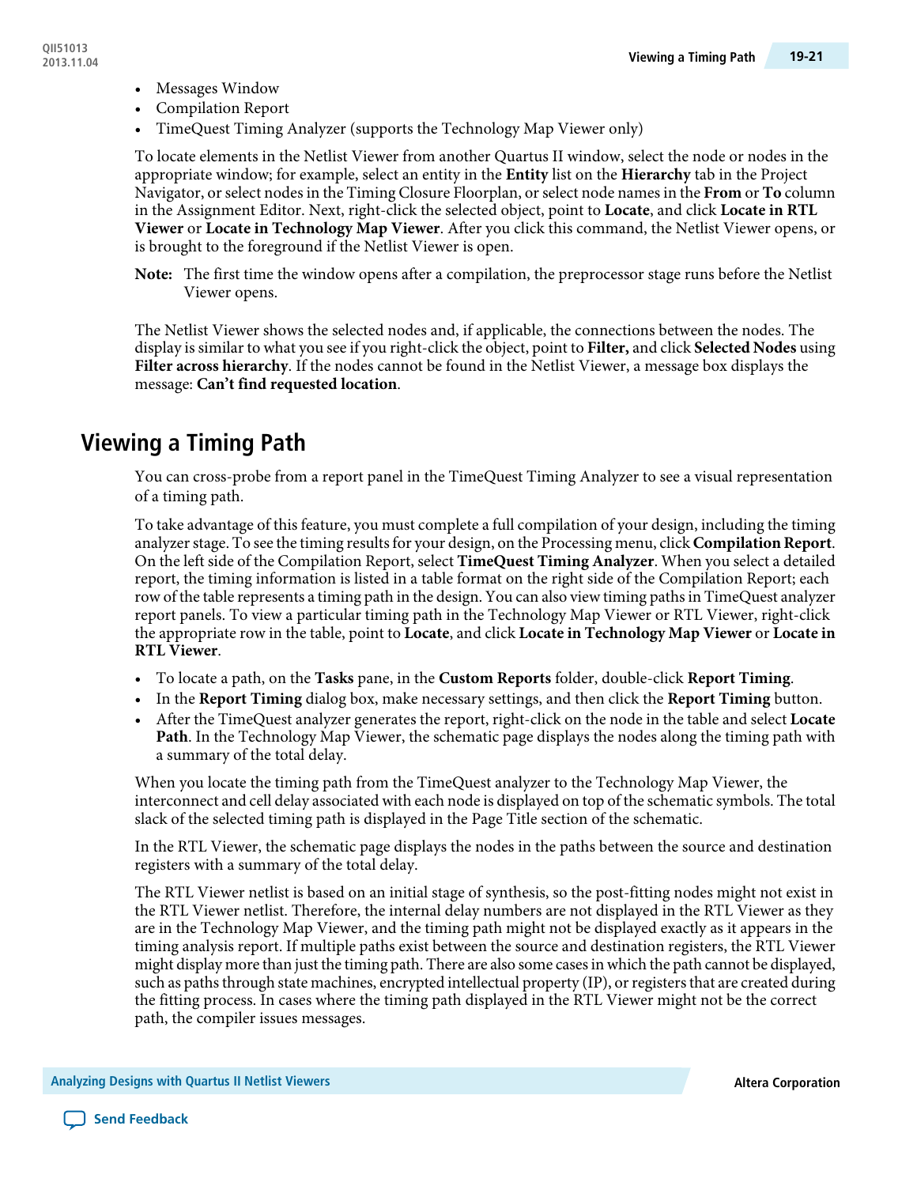- Messages Window
- Compilation Report
- TimeQuest Timing Analyzer (supports the Technology Map Viewer only)

To locate elements in the Netlist Viewer from another Quartus II window, select the node or nodes in the appropriate window; for example, select an entity in the **Entity** list on the **Hierarchy** tab in the Project Navigator, or select nodes in the Timing Closure Floorplan, or select node names in the **From** or **To** column in the Assignment Editor. Next, right-click the selected object, point to **Locate**, and click **Locate in RTL Viewer** or **Locate in Technology Map Viewer**. After you click this command, the Netlist Viewer opens, or is brought to the foreground if the Netlist Viewer is open.

**Note:** The first time the window opens after a compilation, the preprocessor stage runs before the Netlist Viewer opens.

The Netlist Viewer shows the selected nodes and, if applicable, the connections between the nodes. The display is similar to what you see if you right-click the object, point to **Filter,** and click **Selected Nodes** using **Filter across hierarchy**. If the nodes cannot be found in the Netlist Viewer, a message box displays the message: **Can't find requested location**.

## Viewing a Timing Path

You can cross-probe from a report panel in the TimeQuest Timing Analyzer to see a visual representation of a timing path.

To take advantage of this feature, you must complete a full compilation of your design, including the timing analyzer stage. To see the timing results for your design, on the Processing menu, click **Compilation Report**. On the left side of the Compilation Report, select **TimeQuest Timing Analyzer**. When you select a detailed report, the timing information is listed in a table format on the right side of the Compilation Report; each row of the table represents a timing path in the design. You can also view timing paths in TimeQuest analyzer report panels. To view a particular timing path in the Technology Map Viewer or RTL Viewer, right-click the appropriate row in the table, point to **Locate**, and click **Locate in Technology Map Viewer** or **Locate in RTL Viewer**.

- To locate a path, on the **Tasks** pane, in the **Custom Reports** folder, double-click **Report Timing**.
- In the **Report Timing** dialog box, make necessary settings, and then click the **Report Timing** button.
- After the TimeQuest analyzer generates the report, right-click on the node in the table and select **Locate Path**. In the Technology Map Viewer, the schematic page displays the nodes along the timing path with a summary of the total delay.

When you locate the timing path from the TimeQuest analyzer to the Technology Map Viewer, the interconnect and cell delay associated with each node is displayed on top of the schematic symbols. The total slack of the selected timing path is displayed in the Page Title section of the schematic.

In the RTL Viewer, the schematic page displays the nodes in the paths between the source and destination registers with a summary of the total delay.

The RTL Viewer netlist is based on an initial stage of synthesis, so the post-fitting nodes might not exist in the RTL Viewer netlist. Therefore, the internal delay numbers are not displayed in the RTL Viewer as they are in the Technology Map Viewer, and the timing path might not be displayed exactly as it appears in the timing analysis report. If multiple paths exist between the source and destination registers, the RTL Viewer might display more than just the timing path. There are also some cases in which the path cannot be displayed, such as paths through state machines, encrypted intellectual property (IP), or registers that are created during the fitting process. In cases where the timing path displayed in the RTL Viewer might not be the correct path, the compiler issues messages.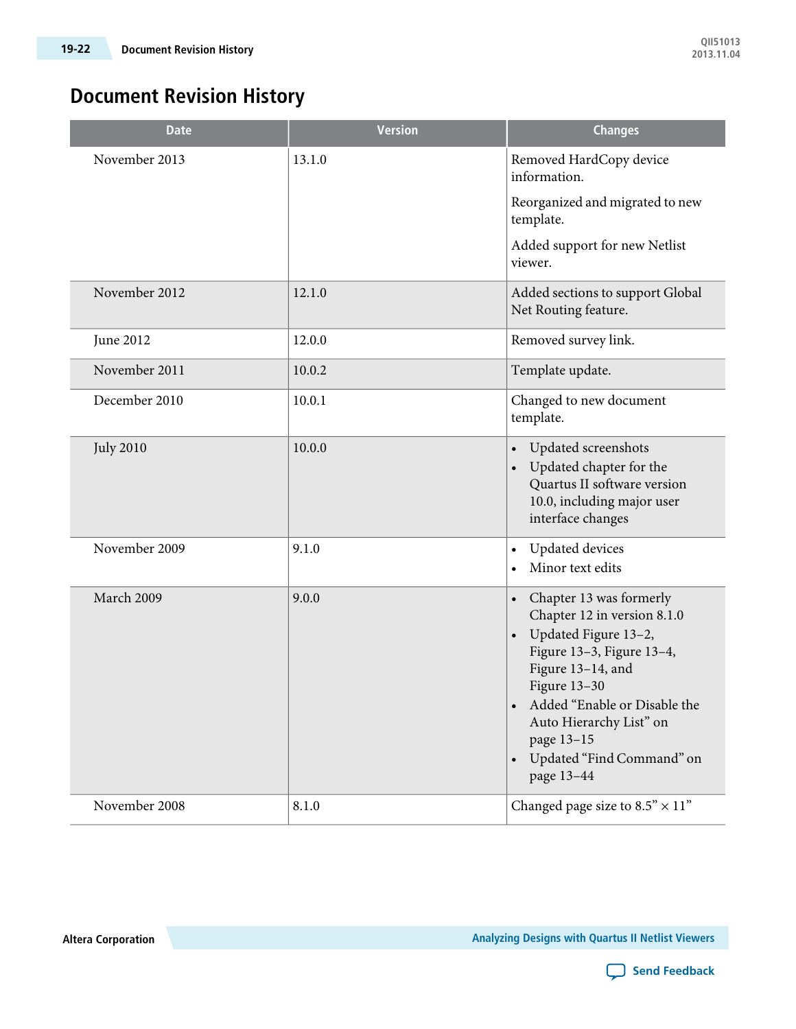# Document Revision History

| Date | Version | Changes |
|---|---|---|
| November 2013 | 13.1.0 | Removed HardCopy device information.<br><br>Reorganized and migrated to new template.<br><br>Added support for new Netlist viewer. |
| November 2012 | 12.1.0 | Added sections to support Global Net Routing feature. |
| June 2012 | 12.0.0 | Removed survey link. |
| November 2011 | 10.0.2 | Template update. |
| December 2010 | 10.0.1 | Changed to new document template. |
| July 2010 | 10.0.0 | • Updated screenshots<br>• Updated chapter for the Quartus II software version 10.0, including major user interface changes |
| November 2009 | 9.1.0 | • Updated devices<br>• Minor text edits |
| March 2009 | 9.0.0 | • Chapter 13 was formerly Chapter 12 in version 8.1.0<br>• Updated Figure 13–2, Figure 13–3, Figure 13–4, Figure 13–14, and Figure 13–30<br>• Added "Enable or Disable the Auto Hierarchy List" on page 13–15<br>• Updated "Find Command" on page 13–44 |
| November 2008 | 8.1.0 | Changed page size to 8.5" × 11" |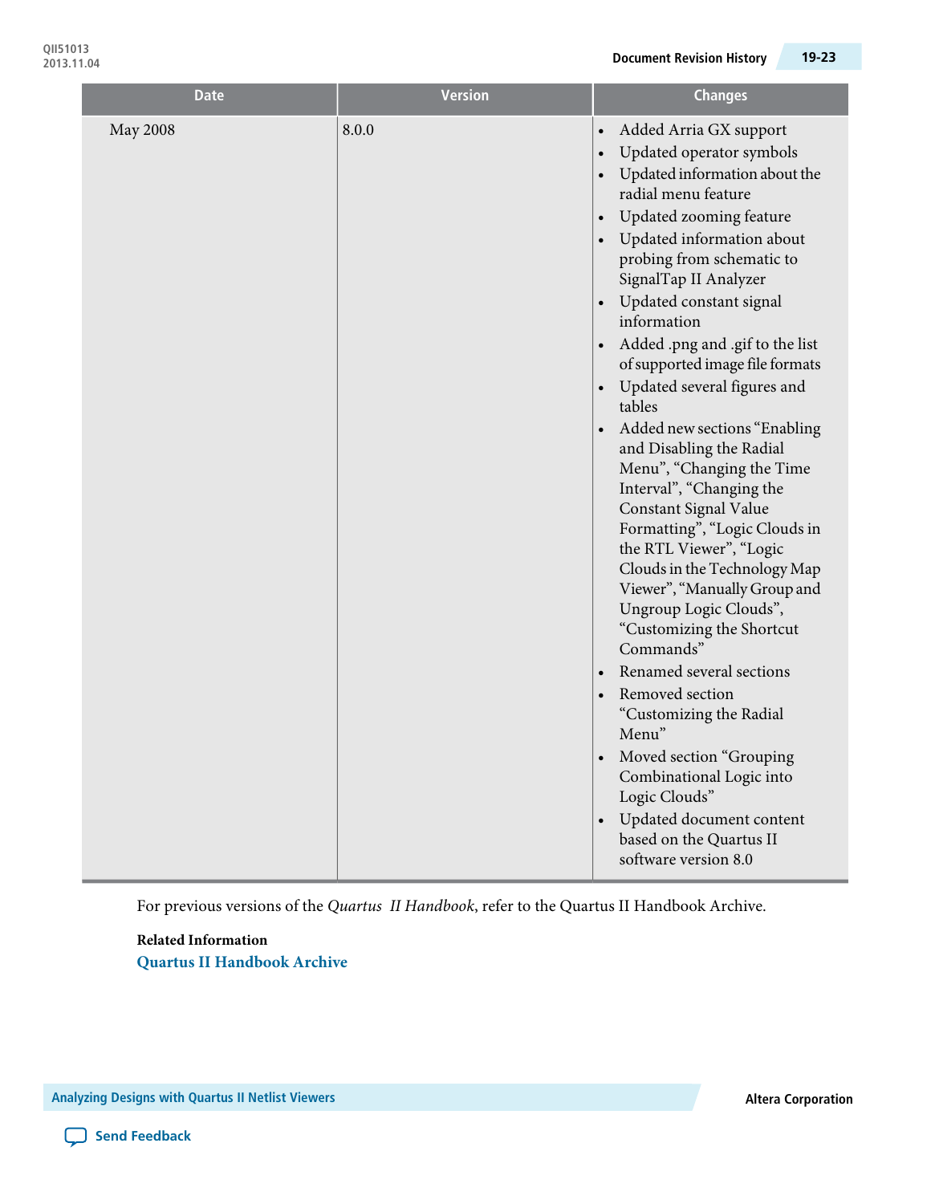| Date | Version | Changes |
|---|---|---|
| May 2008 | 8.0.0 | • Added Arria GX support<br>• Updated operator symbols<br>• Updated information about the radial menu feature<br>• Updated zooming feature<br>• Updated information about probing from schematic to SignalTap II Analyzer<br>• Updated constant signal information<br>• Added .png and .gif to the list of supported image file formats<br>• Updated several figures and tables<br>• Added new sections "Enabling and Disabling the Radial Menu", "Changing the Time Interval", "Changing the Constant Signal Value Formatting", "Logic Clouds in the RTL Viewer", "Logic Clouds in the Technology Map Viewer", "Manually Group and Ungroup Logic Clouds", "Customizing the Shortcut Commands"<br>• Renamed several sections<br>• Removed section "Customizing the Radial Menu"<br>• Moved section "Grouping Combinational Logic into Logic Clouds"<br>• Updated document content based on the Quartus II software version 8.0 |

For previous versions of the *Quartus II Handbook*, refer to the Quartus II Handbook Archive.

**Related Information**

**Quartus II Handbook Archive**